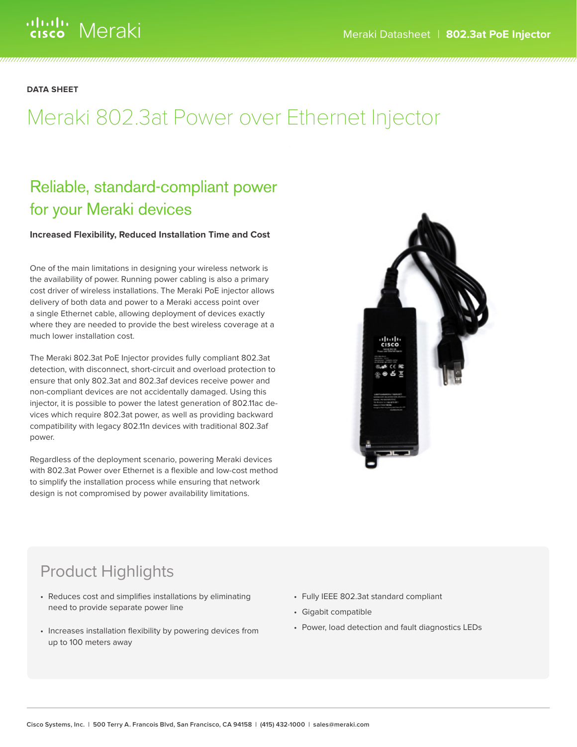DATA SHEET

# Meraki 802.3at Power over Ethernet Injector

## Reliable, standard-compliant power for your Meraki devices

**Increased Flexibility, Reduced Installation Time and Cost**

One of the main limitations in designing your wireless network is the availability of power. Running power cabling is also a primary cost driver of wireless installations. The Meraki PoE injector allows delivery of both data and power to a Meraki access point over a single Ethernet cable, allowing deployment of devices exactly where they are needed to provide the best wireless coverage at a much lower installation cost.

The Meraki 802.3at PoE Injector provides fully compliant 802.3at detection, with disconnect, short-circuit and overload protection to ensure that only 802.3at and 802.3af devices receive power and non-compliant devices are not accidentally damaged. Using this injector, it is possible to power the latest generation of 802.11ac devices which require 802.3at power, as well as providing backward compatibility with legacy 802.11n devices with traditional 802.3af power.

Regardless of the deployment scenario, powering Meraki devices with 802.3at Power over Ethernet is a flexible and low-cost method to simplify the installation process while ensuring that network design is not compromised by power availability limitations.

## Product Highlights

- Reduces cost and simplifies installations by eliminating need to provide separate power line
- Increases installation flexibility by powering devices from up to 100 meters away
- Fully IEEE 802.3at standard compliant
- Gigabit compatible
- Power, load detection and fault diagnostics LEDs

Cisco Systems, Inc. | 500 Terry A. Francois Blvd, San Francisco, CA 94158 | (415) 432-1000 | sales@meraki.com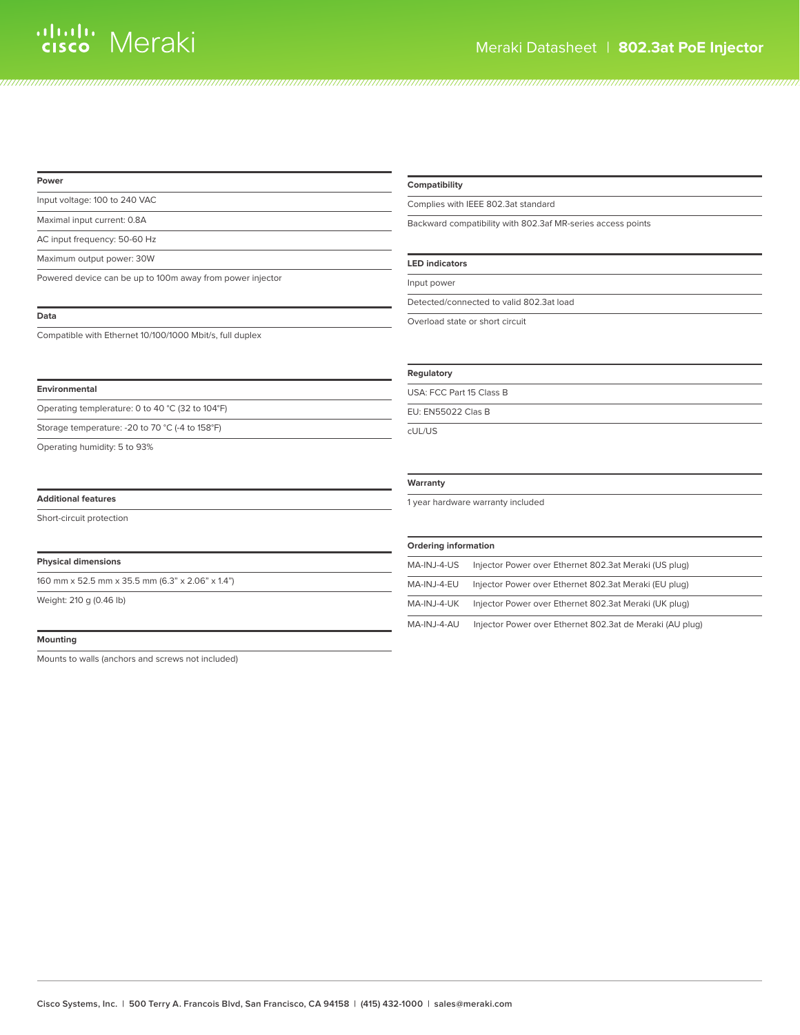### Power

Input voltage: 100 to 240 VAC

Maximal input current: 0.8A

AC input frequency: 50-60 Hz

Maximum output power: 30W

Powered device can be up to 100m away from power injector

### Data

Compatible with Ethernet 10/100/1000 Mbit/s, full duplex

### Environmental

Operating templerature: 0 to 40 °C (32 to 104°F)

Storage temperature: -20 to 70 °C (-4 to 158°F)

Operating humidity: 5 to 93%

### Additional features

Short-circuit protection

### Physical dimensions

160 mm x 52.5 mm x 35.5 mm (6.3" x 2.06" x 1.4")

Weight: 210 g (0.46 lb)

### Mounting

Mounts to walls (anchors and screws not included)

### Compatibility

Complies with IEEE 802.3at standard

Backward compatibility with 802.3af MR-series access points

### LED indicators

Input power

Detected/connected to valid 802.3at load

Overload state or short circuit

### Regulatory

USA: FCC Part 15 Class B

EU: EN55022 Clas B

cUL/US

### Warranty

1 year hardware warranty included

### Ordering information

| | |
|---|---|
| MA-INJ-4-US | Injector Power over Ethernet 802.3at Meraki (US plug) |
| MA-INJ-4-EU | Injector Power over Ethernet 802.3at Meraki (EU plug) |
| MA-INJ-4-UK | Injector Power over Ethernet 802.3at Meraki (UK plug) |
| MA-INJ-4-AU | Injector Power over Ethernet 802.3at de Meraki (AU plug) |

Cisco Systems, Inc. | 500 Terry A. Francois Blvd, San Francisco, CA 94158 | (415) 432-1000 | sales@meraki.com